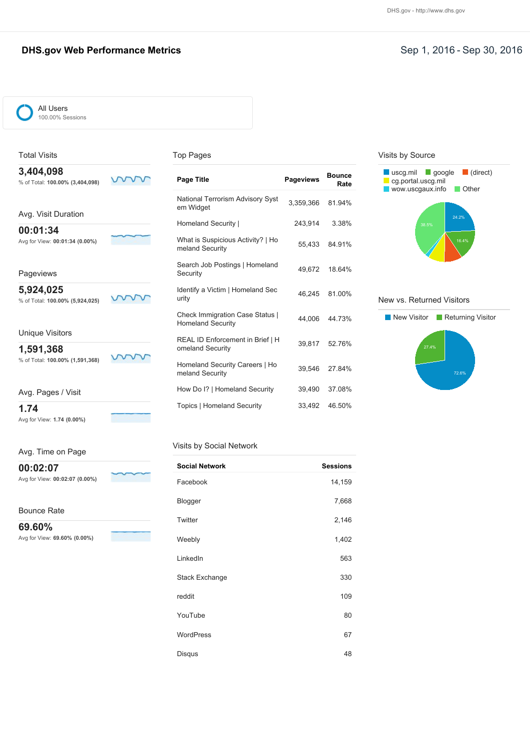DHS.gov - http://www.dhs.gov

# DHS.gov Web Performance Metrics

Sep 1, 2016 - Sep 30, 2016

All Users
100.00% Sessions

## Total Visits

**3,404,098**
% of Total: **100.00% (3,404,098)**

## Avg. Visit Duration

**00:01:34**
Avg for View: **00:01:34 (0.00%)**

## Pageviews

**5,924,025**
% of Total: **100.00% (5,924,025)**

## Unique Visitors

**1,591,368**
% of Total: **100.00% (1,591,368)**

## Avg. Pages / Visit

**1.74**
Avg for View: **1.74 (0.00%)**

## Avg. Time on Page

**00:02:07**
Avg for View: **00:02:07 (0.00%)**

## Bounce Rate

**69.60%**
Avg for View: **69.60% (0.00%)**

## Top Pages

| Page Title | Pageviews | Bounce Rate |
|---|---|---|
| National Terrorism Advisory System Widget | 3,359,366 | 81.94% |
| Homeland Security \| | 243,914 | 3.38% |
| What is Suspicious Activity? \| Homeland Security | 55,433 | 84.91% |
| Search Job Postings \| Homeland Security | 49,672 | 18.64% |
| Identify a Victim \| Homeland Security | 46,245 | 81.00% |
| Check Immigration Case Status \| Homeland Security | 44,006 | 44.73% |
| REAL ID Enforcement in Brief \| Homeland Security | 39,817 | 52.76% |
| Homeland Security Careers \| Homeland Security | 39,546 | 27.84% |
| How Do I? \| Homeland Security | 39,490 | 37.08% |
| Topics \| Homeland Security | 33,492 | 46.50% |

## Visits by Social Network

| Social Network | Sessions |
|---|---|
| Facebook | 14,159 |
| Blogger | 7,668 |
| Twitter | 2,146 |
| Weebly | 1,402 |
| LinkedIn | 563 |
| Stack Exchange | 330 |
| reddit | 109 |
| YouTube | 80 |
| WordPress | 67 |
| Disqus | 48 |

## Visits by Source

uscg.mil, google, (direct), cg.portal.uscg.mil, wow.uscgaux.info, Other

24.2% | 16.4% | 38.5%

## New vs. Returned Visitors

New Visitor, Returning Visitor

72.6% | 27.4%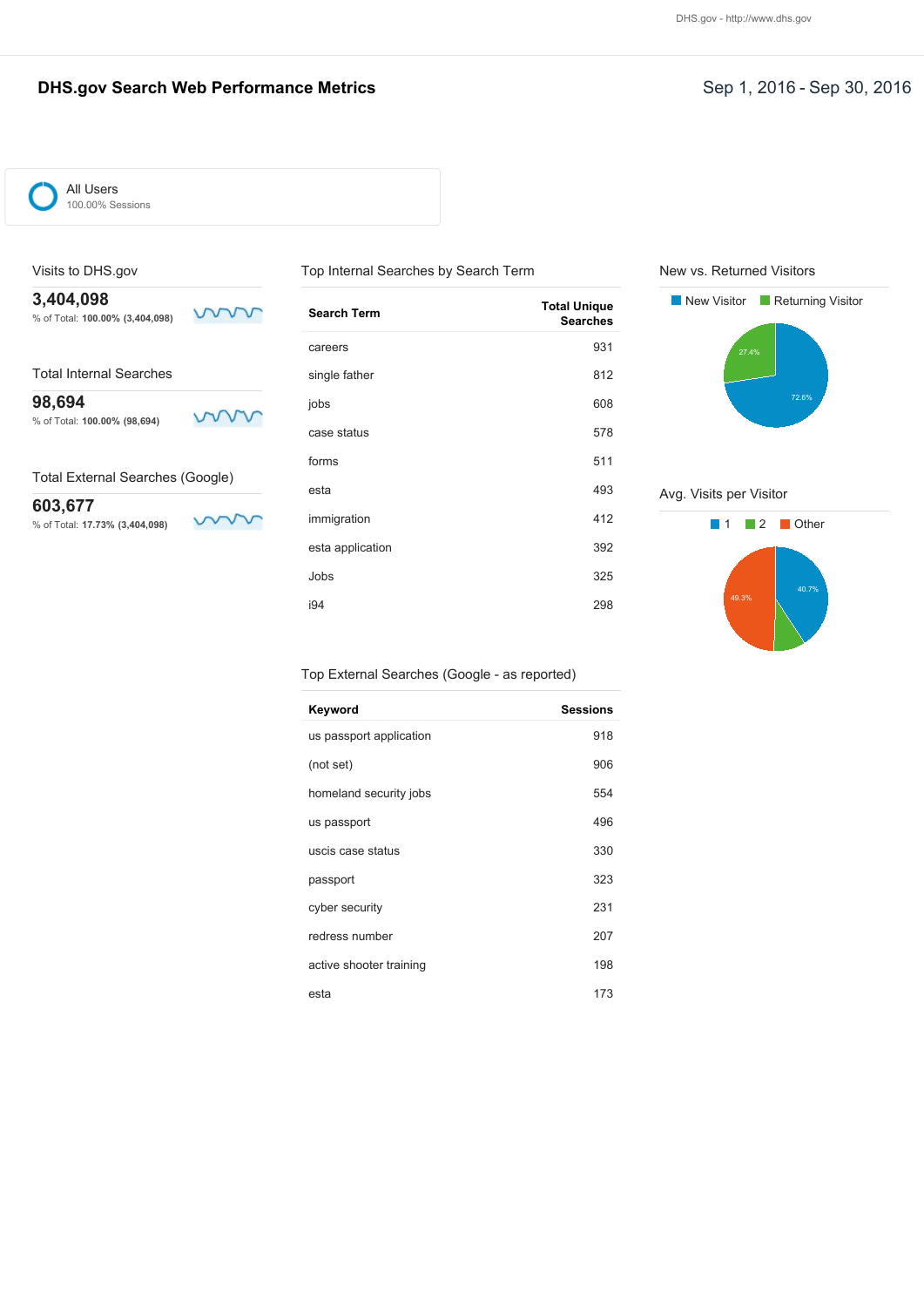# DHS.gov Search Web Performance Metrics

Sep 1, 2016 - Sep 30, 2016

All Users
100.00% Sessions

## Visits to DHS.gov

**3,404,098**
% of Total: **100.00% (3,404,098)**

## Total Internal Searches

**98,694**
% of Total: **100.00% (98,694)**

## Total External Searches (Google)

**603,677**
% of Total: **17.73% (3,404,098)**

## Top Internal Searches by Search Term

| Search Term | Total Unique Searches |
|---|---|
| careers | 931 |
| single father | 812 |
| jobs | 608 |
| case status | 578 |
| forms | 511 |
| esta | 493 |
| immigration | 412 |
| esta application | 392 |
| Jobs | 325 |
| i94 | 298 |

## Top External Searches (Google - as reported)

| Keyword | Sessions |
|---|---|
| us passport application | 918 |
| (not set) | 906 |
| homeland security jobs | 554 |
| us passport | 496 |
| uscis case status | 330 |
| passport | 323 |
| cyber security | 231 |
| redress number | 207 |
| active shooter training | 198 |
| esta | 173 |

## New vs. Returned Visitors

New Visitor: 72.6%
Returning Visitor: 27.4%

## Avg. Visits per Visitor

1: 40.7%
2
Other: 49.3%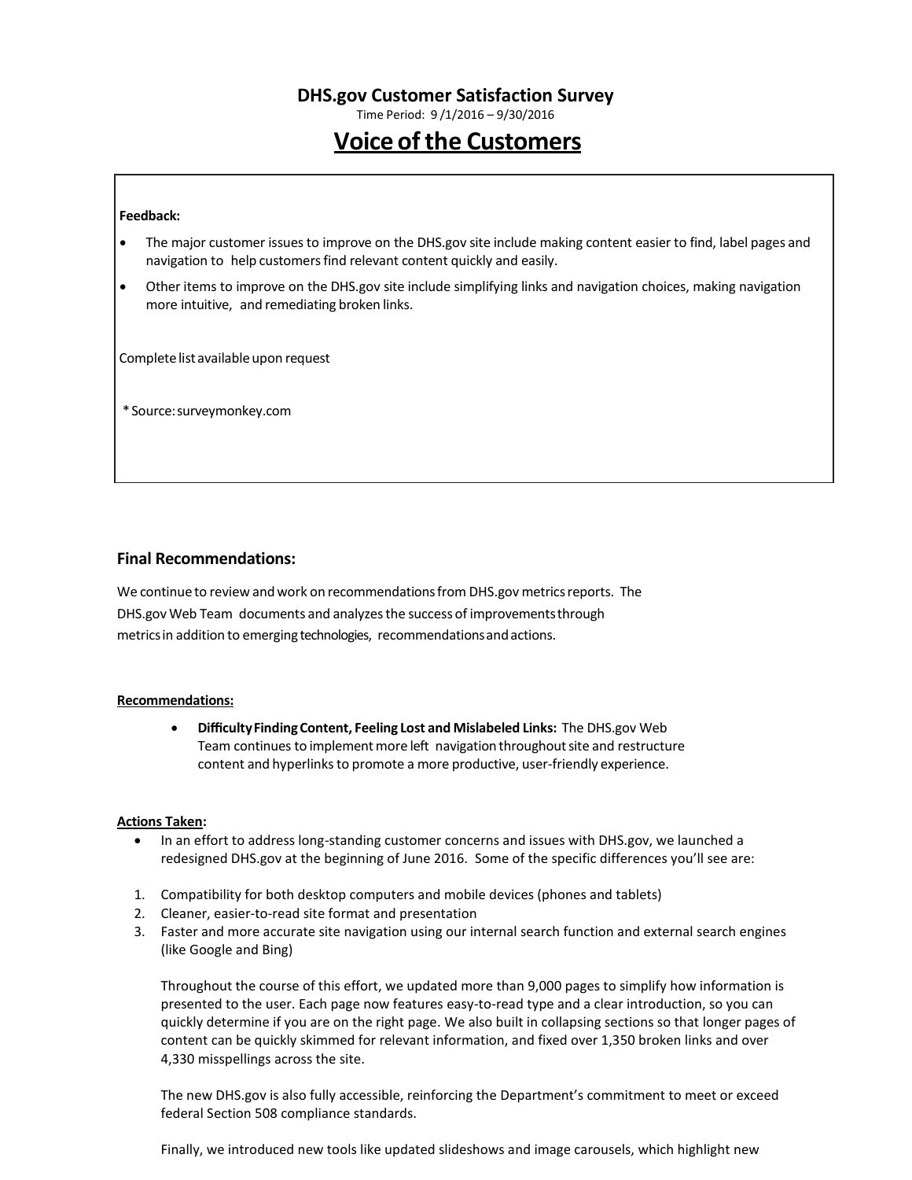# DHS.gov Customer Satisfaction Survey

Time Period: 9 /1/2016 – 9/30/2016

## Voice of the Customers

**Feedback:**

- The major customer issues to improve on the DHS.gov site include making content easier to find, label pages and navigation to help customers find relevant content quickly and easily.
- Other items to improve on the DHS.gov site include simplifying links and navigation choices, making navigation more intuitive, and remediating broken links.

Complete list available upon request

*Source: surveymonkey.com

### Final Recommendations:

We continue to review and work on recommendations from DHS.gov metrics reports. The DHS.gov Web Team documents and analyzes the success of improvements through metrics in addition to emerging technologies, recommendations and actions.

**Recommendations:**

- **Difficulty Finding Content, Feeling Lost and Mislabeled Links:** The DHS.gov Web Team continues to implement more left navigation throughout site and restructure content and hyperlinks to promote a more productive, user-friendly experience.

**Actions Taken:**

- In an effort to address long-standing customer concerns and issues with DHS.gov, we launched a redesigned DHS.gov at the beginning of June 2016. Some of the specific differences you'll see are:

1. Compatibility for both desktop computers and mobile devices (phones and tablets)
2. Cleaner, easier-to-read site format and presentation
3. Faster and more accurate site navigation using our internal search function and external search engines (like Google and Bing)

Throughout the course of this effort, we updated more than 9,000 pages to simplify how information is presented to the user. Each page now features easy-to-read type and a clear introduction, so you can quickly determine if you are on the right page. We also built in collapsing sections so that longer pages of content can be quickly skimmed for relevant information, and fixed over 1,350 broken links and over 4,330 misspellings across the site.

The new DHS.gov is also fully accessible, reinforcing the Department's commitment to meet or exceed federal Section 508 compliance standards.

Finally, we introduced new tools like updated slideshows and image carousels, which highlight new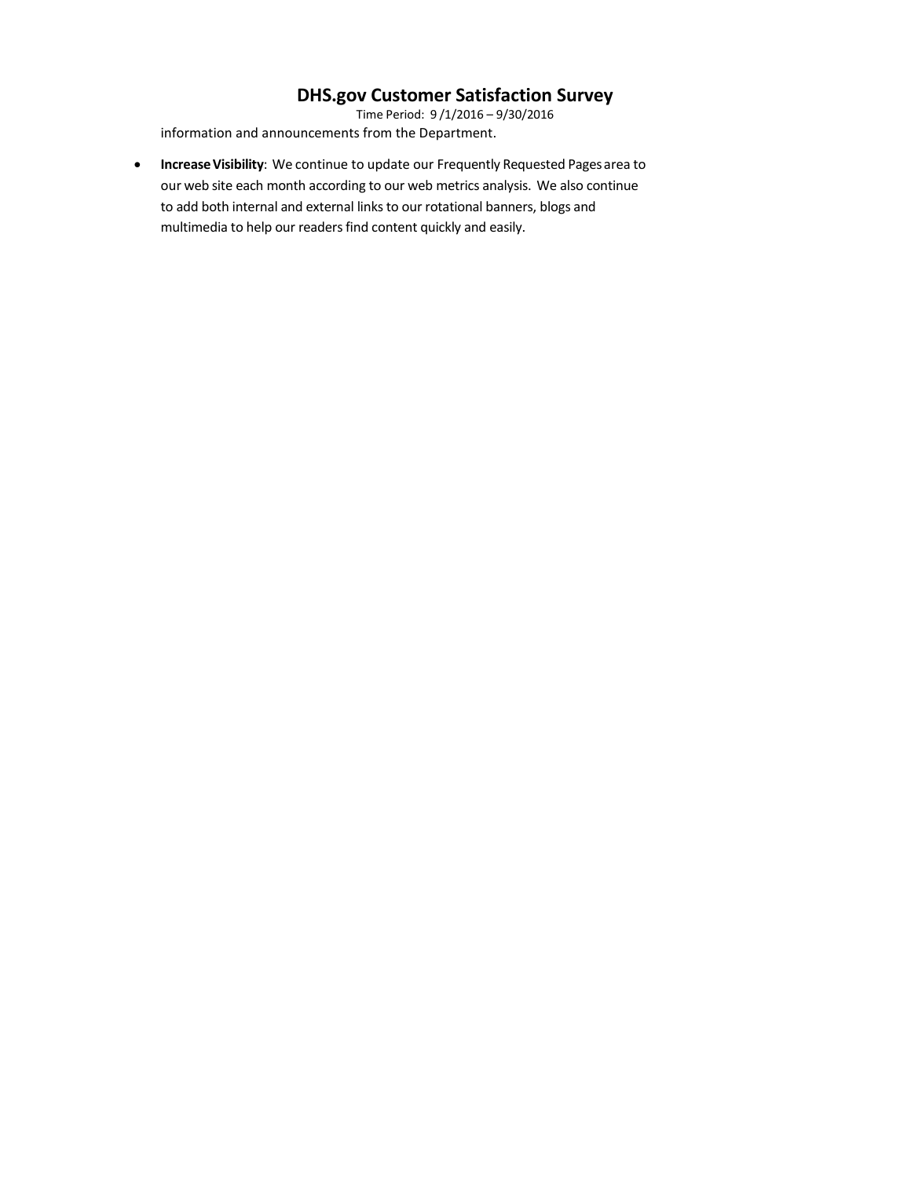information and announcements from the Department.

- **Increase Visibility**: We continue to update our Frequently Requested Pages area to our web site each month according to our web metrics analysis. We also continue to add both internal and external links to our rotational banners, blogs and multimedia to help our readers find content quickly and easily.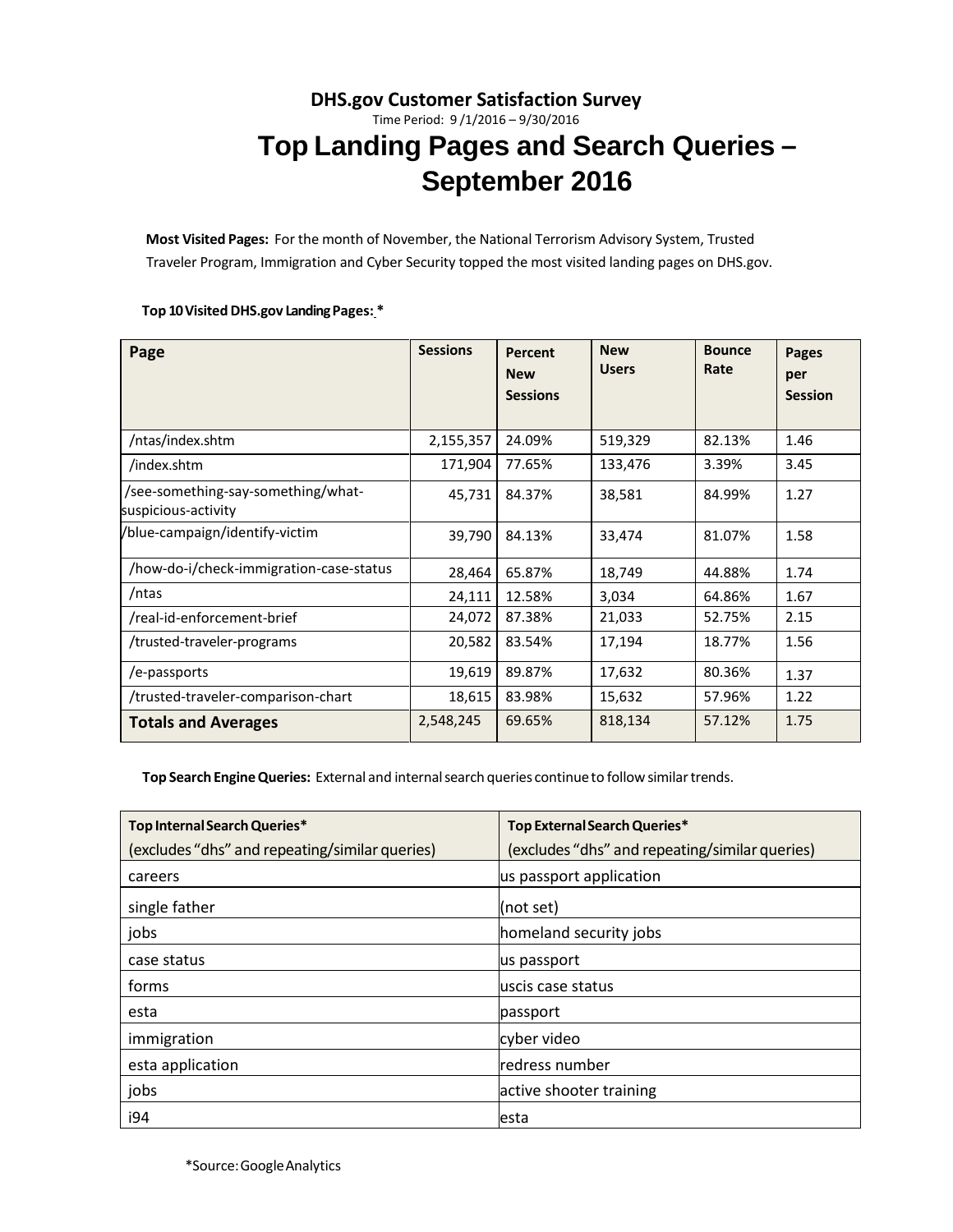**DHS.gov Customer Satisfaction Survey**

Time Period: 9 /1/2016 – 9/30/2016

# Top Landing Pages and Search Queries – September 2016

**Most Visited Pages:** For the month of November, the National Terrorism Advisory System, Trusted Traveler Program, Immigration and Cyber Security topped the most visited landing pages on DHS.gov.

**Top 10 Visited DHS.gov Landing Pages: ***

| Page | Sessions | Percent New Sessions | New Users | Bounce Rate | Pages per Session |
|---|---|---|---|---|---|
| /ntas/index.shtm | 2,155,357 | 24.09% | 519,329 | 82.13% | 1.46 |
| /index.shtm | 171,904 | 77.65% | 133,476 | 3.39% | 3.45 |
| /see-something-say-something/what-suspicious-activity | 45,731 | 84.37% | 38,581 | 84.99% | 1.27 |
| /blue-campaign/identify-victim | 39,790 | 84.13% | 33,474 | 81.07% | 1.58 |
| /how-do-i/check-immigration-case-status | 28,464 | 65.87% | 18,749 | 44.88% | 1.74 |
| /ntas | 24,111 | 12.58% | 3,034 | 64.86% | 1.67 |
| /real-id-enforcement-brief | 24,072 | 87.38% | 21,033 | 52.75% | 2.15 |
| /trusted-traveler-programs | 20,582 | 83.54% | 17,194 | 18.77% | 1.56 |
| /e-passports | 19,619 | 89.87% | 17,632 | 80.36% | 1.37 |
| /trusted-traveler-comparison-chart | 18,615 | 83.98% | 15,632 | 57.96% | 1.22 |
| **Totals and Averages** | 2,548,245 | 69.65% | 818,134 | 57.12% | 1.75 |

**Top Search Engine Queries:** External and internal search queries continue to follow similar trends.

| **Top Internal Search Queries*** (excludes "dhs" and repeating/similar queries) | **Top External Search Queries*** (excludes "dhs" and repeating/similar queries) |
|---|---|
| careers | us passport application |
| single father | (not set) |
| jobs | homeland security jobs |
| case status | us passport |
| forms | uscis case status |
| esta | passport |
| immigration | cyber video |
| esta application | redress number |
| jobs | active shooter training |
| i94 | esta |

*Source: Google Analytics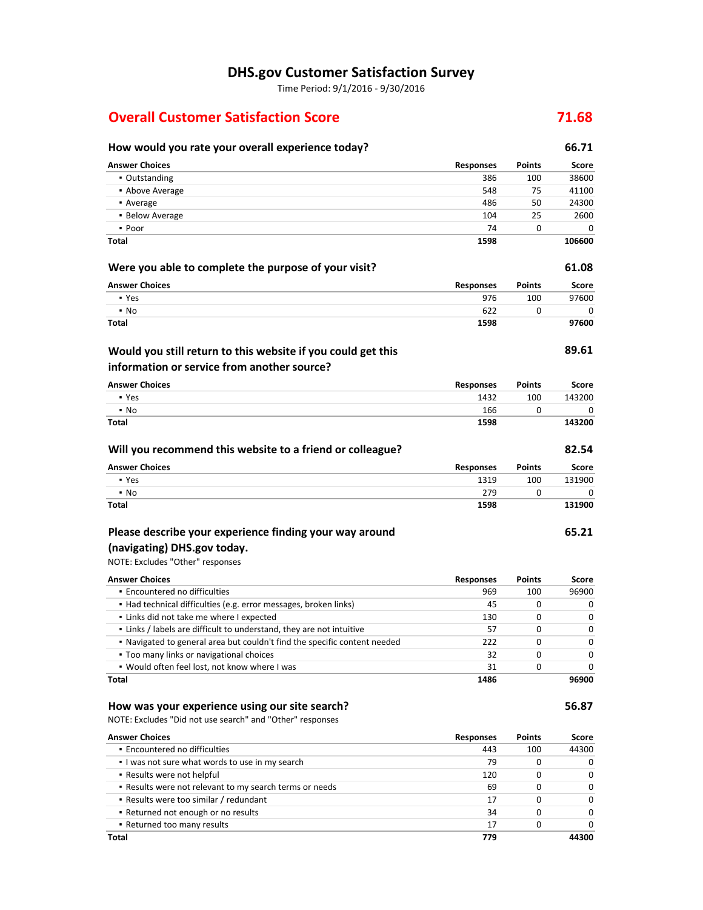# DHS.gov Customer Satisfaction Survey

Time Period: 9/1/2016 - 9/30/2016

## Overall Customer Satisfaction Score — 71.68

### How would you rate your overall experience today? — 66.71

| Answer Choices | Responses | Points | Score |
|---|---|---|---|
| ▪ Outstanding | 386 | 100 | 38600 |
| ▪ Above Average | 548 | 75 | 41100 |
| ▪ Average | 486 | 50 | 24300 |
| ▪ Below Average | 104 | 25 | 2600 |
| ▪ Poor | 74 | 0 | 0 |
| **Total** | **1598** | | **106600** |

### Were you able to complete the purpose of your visit? — 61.08

| Answer Choices | Responses | Points | Score |
|---|---|---|---|
| ▪ Yes | 976 | 100 | 97600 |
| ▪ No | 622 | 0 | 0 |
| **Total** | **1598** | | **97600** |

### Would you still return to this website if you could get this information or service from another source? — 89.61

| Answer Choices | Responses | Points | Score |
|---|---|---|---|
| ▪ Yes | 1432 | 100 | 143200 |
| ▪ No | 166 | 0 | 0 |
| **Total** | **1598** | | **143200** |

### Will you recommend this website to a friend or colleague? — 82.54

| Answer Choices | Responses | Points | Score |
|---|---|---|---|
| ▪ Yes | 1319 | 100 | 131900 |
| ▪ No | 279 | 0 | 0 |
| **Total** | **1598** | | **131900** |

### Please describe your experience finding your way around (navigating) DHS.gov today. — 65.21

NOTE: Excludes "Other" responses

| Answer Choices | Responses | Points | Score |
|---|---|---|---|
| ▪ Encountered no difficulties | 969 | 100 | 96900 |
| ▪ Had technical difficulties (e.g. error messages, broken links) | 45 | 0 | 0 |
| ▪ Links did not take me where I expected | 130 | 0 | 0 |
| ▪ Links / labels are difficult to understand, they are not intuitive | 57 | 0 | 0 |
| ▪ Navigated to general area but couldn't find the specific content needed | 222 | 0 | 0 |
| ▪ Too many links or navigational choices | 32 | 0 | 0 |
| ▪ Would often feel lost, not know where I was | 31 | 0 | 0 |
| **Total** | **1486** | | **96900** |

### How was your experience using our site search? — 56.87

NOTE: Excludes "Did not use search" and "Other" responses

| Answer Choices | Responses | Points | Score |
|---|---|---|---|
| ▪ Encountered no difficulties | 443 | 100 | 44300 |
| ▪ I was not sure what words to use in my search | 79 | 0 | 0 |
| ▪ Results were not helpful | 120 | 0 | 0 |
| ▪ Results were not relevant to my search terms or needs | 69 | 0 | 0 |
| ▪ Results were too similar / redundant | 17 | 0 | 0 |
| ▪ Returned not enough or no results | 34 | 0 | 0 |
| ▪ Returned too many results | 17 | 0 | 0 |
| **Total** | **779** | | **44300** |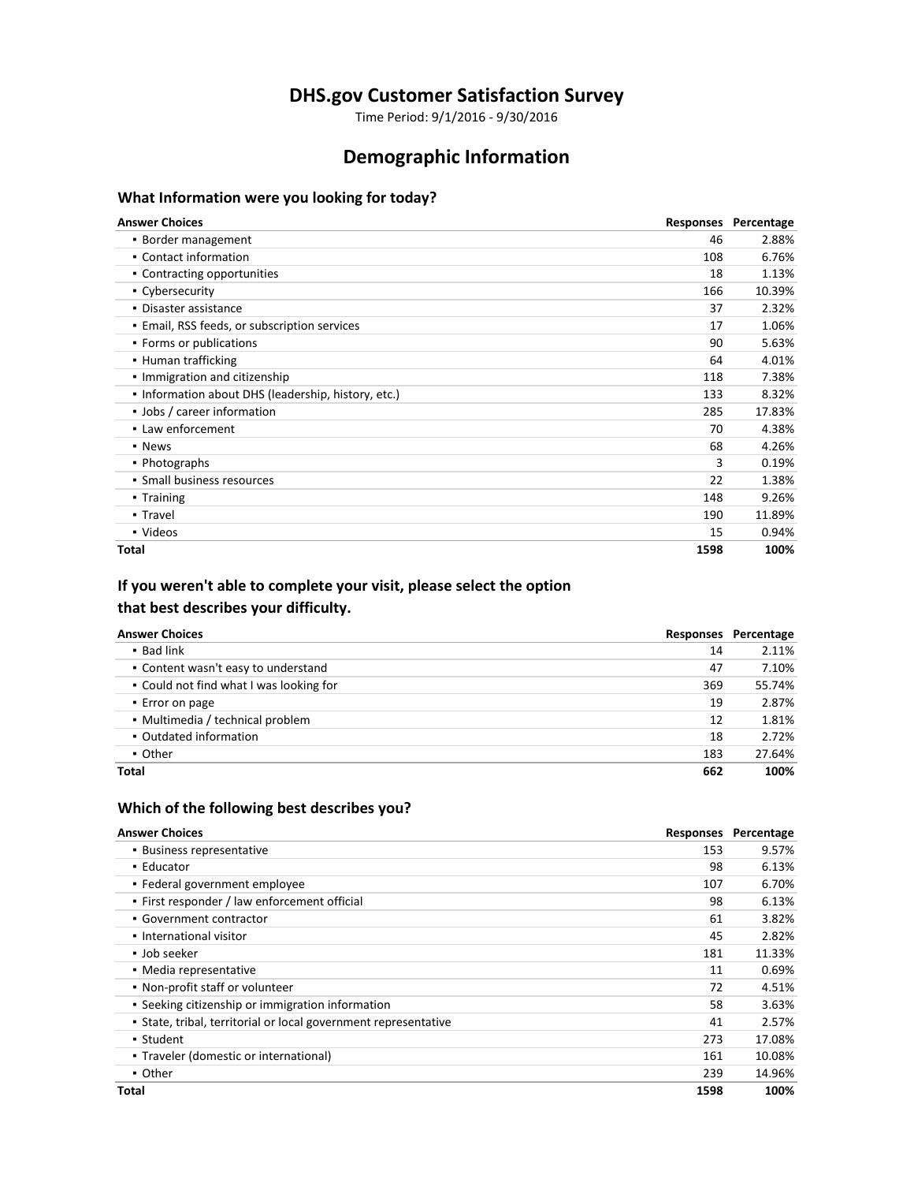# DHS.gov Customer Satisfaction Survey

Time Period: 9/1/2016 - 9/30/2016

## Demographic Information

### What Information were you looking for today?

| Answer Choices | Responses | Percentage |
|---|---|---|
| ▪ Border management | 46 | 2.88% |
| ▪ Contact information | 108 | 6.76% |
| ▪ Contracting opportunities | 18 | 1.13% |
| ▪ Cybersecurity | 166 | 10.39% |
| ▪ Disaster assistance | 37 | 2.32% |
| ▪ Email, RSS feeds, or subscription services | 17 | 1.06% |
| ▪ Forms or publications | 90 | 5.63% |
| ▪ Human trafficking | 64 | 4.01% |
| ▪ Immigration and citizenship | 118 | 7.38% |
| ▪ Information about DHS (leadership, history, etc.) | 133 | 8.32% |
| ▪ Jobs / career information | 285 | 17.83% |
| ▪ Law enforcement | 70 | 4.38% |
| ▪ News | 68 | 4.26% |
| ▪ Photographs | 3 | 0.19% |
| ▪ Small business resources | 22 | 1.38% |
| ▪ Training | 148 | 9.26% |
| ▪ Travel | 190 | 11.89% |
| ▪ Videos | 15 | 0.94% |
| **Total** | **1598** | **100%** |

### If you weren't able to complete your visit, please select the option that best describes your difficulty.

| Answer Choices | Responses | Percentage |
|---|---|---|
| ▪ Bad link | 14 | 2.11% |
| ▪ Content wasn't easy to understand | 47 | 7.10% |
| ▪ Could not find what I was looking for | 369 | 55.74% |
| ▪ Error on page | 19 | 2.87% |
| ▪ Multimedia / technical problem | 12 | 1.81% |
| ▪ Outdated information | 18 | 2.72% |
| ▪ Other | 183 | 27.64% |
| **Total** | **662** | **100%** |

### Which of the following best describes you?

| Answer Choices | Responses | Percentage |
|---|---|---|
| ▪ Business representative | 153 | 9.57% |
| ▪ Educator | 98 | 6.13% |
| ▪ Federal government employee | 107 | 6.70% |
| ▪ First responder / law enforcement official | 98 | 6.13% |
| ▪ Government contractor | 61 | 3.82% |
| ▪ International visitor | 45 | 2.82% |
| ▪ Job seeker | 181 | 11.33% |
| ▪ Media representative | 11 | 0.69% |
| ▪ Non-profit staff or volunteer | 72 | 4.51% |
| ▪ Seeking citizenship or immigration information | 58 | 3.63% |
| ▪ State, tribal, territorial or local government representative | 41 | 2.57% |
| ▪ Student | 273 | 17.08% |
| ▪ Traveler (domestic or international) | 161 | 10.08% |
| ▪ Other | 239 | 14.96% |
| **Total** | **1598** | **100%** |